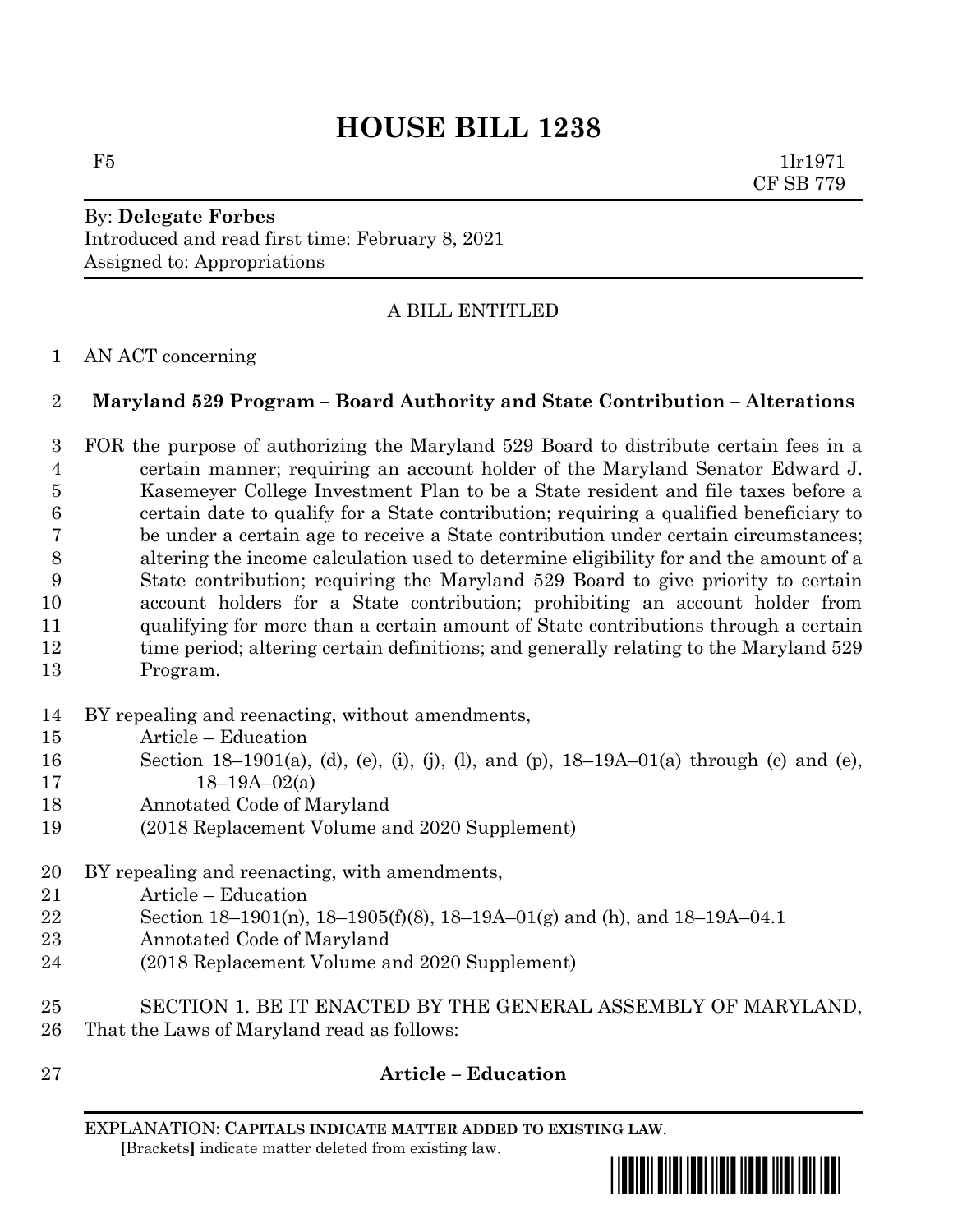# HOUSE BILL 1238

F5 1lr1971
CF SB 779

By: **Delegate Forbes**
Introduced and read first time: February 8, 2021
Assigned to: Appropriations

A BILL ENTITLED

AN ACT concerning

**Maryland 529 Program – Board Authority and State Contribution – Alterations**

FOR the purpose of authorizing the Maryland 529 Board to distribute certain fees in a certain manner; requiring an account holder of the Maryland Senator Edward J. Kasemeyer College Investment Plan to be a State resident and file taxes before a certain date to qualify for a State contribution; requiring a qualified beneficiary to be under a certain age to receive a State contribution under certain circumstances; altering the income calculation used to determine eligibility for and the amount of a State contribution; requiring the Maryland 529 Board to give priority to certain account holders for a State contribution; prohibiting an account holder from qualifying for more than a certain amount of State contributions through a certain time period; altering certain definitions; and generally relating to the Maryland 529 Program.

BY repealing and reenacting, without amendments,
Article – Education
Section 18–1901(a), (d), (e), (i), (j), (l), and (p), 18–19A–01(a) through (c) and (e), 18–19A–02(a)
Annotated Code of Maryland
(2018 Replacement Volume and 2020 Supplement)

BY repealing and reenacting, with amendments,
Article – Education
Section 18–1901(n), 18–1905(f)(8), 18–19A–01(g) and (h), and 18–19A–04.1
Annotated Code of Maryland
(2018 Replacement Volume and 2020 Supplement)

SECTION 1. BE IT ENACTED BY THE GENERAL ASSEMBLY OF MARYLAND, That the Laws of Maryland read as follows:

**Article – Education**

EXPLANATION: **CAPITALS INDICATE MATTER ADDED TO EXISTING LAW**.
**[**Brackets**]** indicate matter deleted from existing law.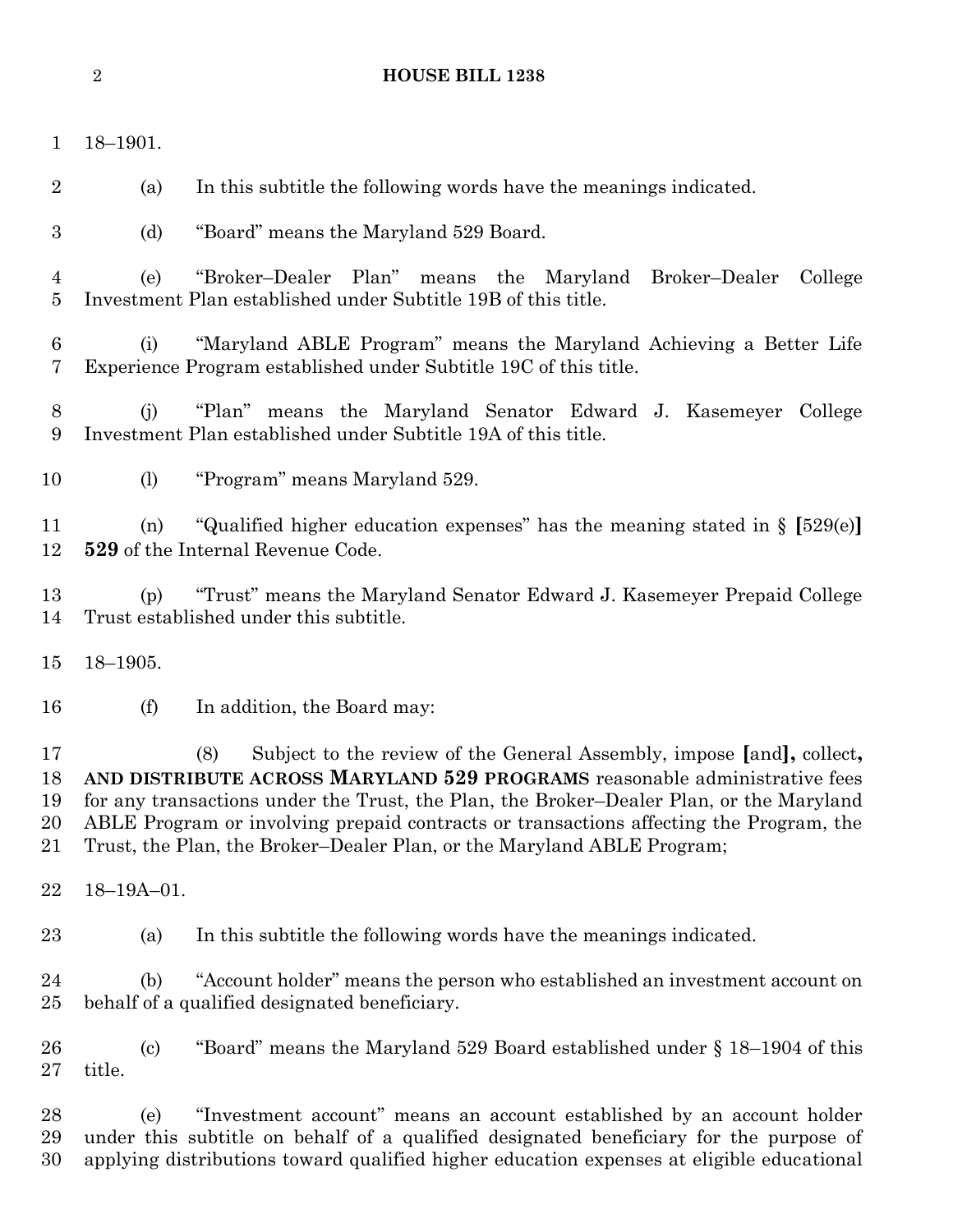18–1901.

(a) In this subtitle the following words have the meanings indicated.

(d) "Board" means the Maryland 529 Board.

(e) "Broker–Dealer Plan" means the Maryland Broker–Dealer College Investment Plan established under Subtitle 19B of this title.

(i) "Maryland ABLE Program" means the Maryland Achieving a Better Life Experience Program established under Subtitle 19C of this title.

(j) "Plan" means the Maryland Senator Edward J. Kasemeyer College Investment Plan established under Subtitle 19A of this title.

(l) "Program" means Maryland 529.

(n) "Qualified higher education expenses" has the meaning stated in § [529(e)] **529** of the Internal Revenue Code.

(p) "Trust" means the Maryland Senator Edward J. Kasemeyer Prepaid College Trust established under this subtitle.

18–1905.

(f) In addition, the Board may:

(8) Subject to the review of the General Assembly, impose [and]**,** collect**, AND DISTRIBUTE ACROSS MARYLAND 529 PROGRAMS** reasonable administrative fees for any transactions under the Trust, the Plan, the Broker–Dealer Plan, or the Maryland ABLE Program or involving prepaid contracts or transactions affecting the Program, the Trust, the Plan, the Broker–Dealer Plan, or the Maryland ABLE Program;

18–19A–01.

(a) In this subtitle the following words have the meanings indicated.

(b) "Account holder" means the person who established an investment account on behalf of a qualified designated beneficiary.

(c) "Board" means the Maryland 529 Board established under § 18–1904 of this title.

(e) "Investment account" means an account established by an account holder under this subtitle on behalf of a qualified designated beneficiary for the purpose of applying distributions toward qualified higher education expenses at eligible educational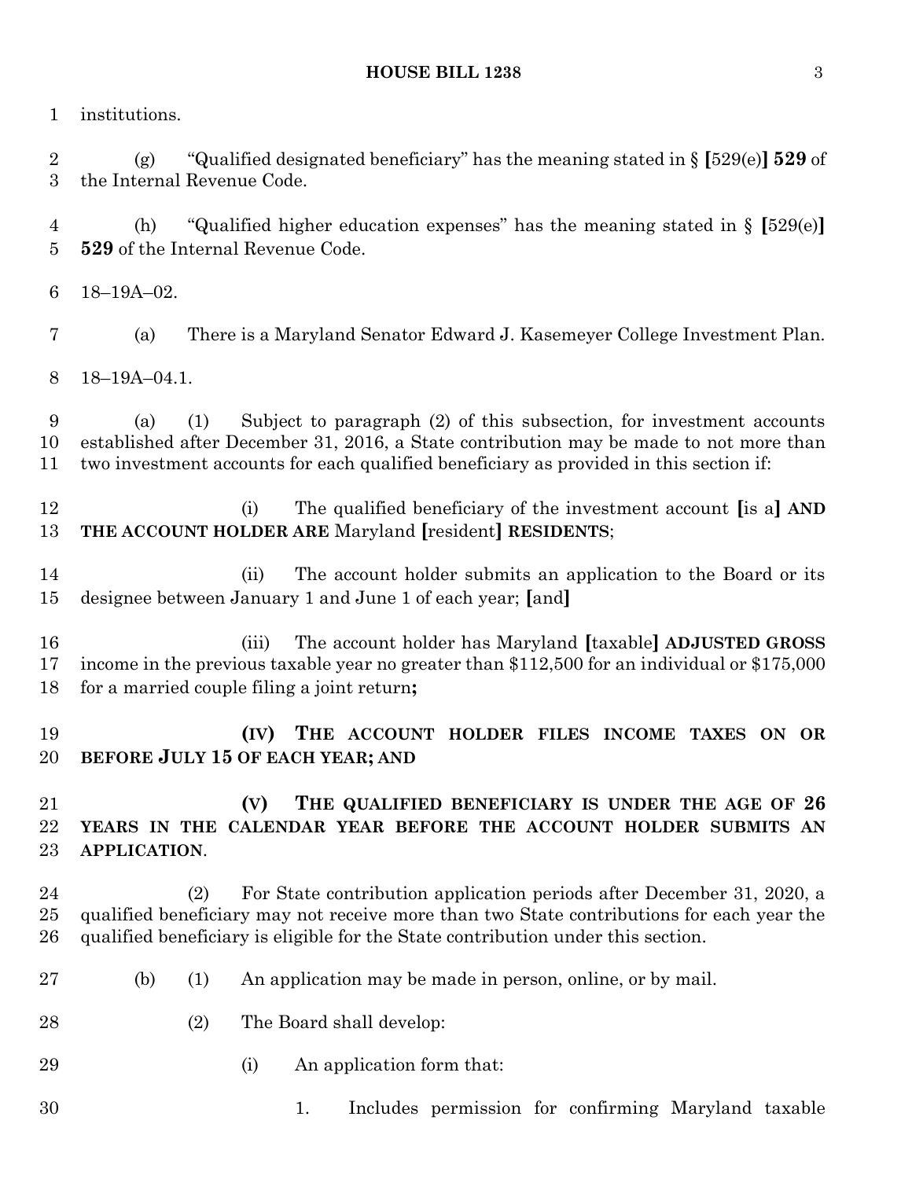institutions.

(g) "Qualified designated beneficiary" has the meaning stated in § [529(e)] **529** of the Internal Revenue Code.

(h) "Qualified higher education expenses" has the meaning stated in § [529(e)] **529** of the Internal Revenue Code.

18–19A–02.

(a) There is a Maryland Senator Edward J. Kasemeyer College Investment Plan.

18–19A–04.1.

(a) (1) Subject to paragraph (2) of this subsection, for investment accounts established after December 31, 2016, a State contribution may be made to not more than two investment accounts for each qualified beneficiary as provided in this section if:

(i) The qualified beneficiary of the investment account [is a] **AND THE ACCOUNT HOLDER ARE** Maryland [resident] **RESIDENTS**;

(ii) The account holder submits an application to the Board or its designee between January 1 and June 1 of each year; [and]

(iii) The account holder has Maryland [taxable] **ADJUSTED GROSS** income in the previous taxable year no greater than $112,500 for an individual or $175,000 for a married couple filing a joint return**;**

**(IV) THE ACCOUNT HOLDER FILES INCOME TAXES ON OR BEFORE JULY 15 OF EACH YEAR; AND**

**(V) THE QUALIFIED BENEFICIARY IS UNDER THE AGE OF 26 YEARS IN THE CALENDAR YEAR BEFORE THE ACCOUNT HOLDER SUBMITS AN APPLICATION**.

(2) For State contribution application periods after December 31, 2020, a qualified beneficiary may not receive more than two State contributions for each year the qualified beneficiary is eligible for the State contribution under this section.

(b) (1) An application may be made in person, online, or by mail.

(2) The Board shall develop:

(i) An application form that:

1. Includes permission for confirming Maryland taxable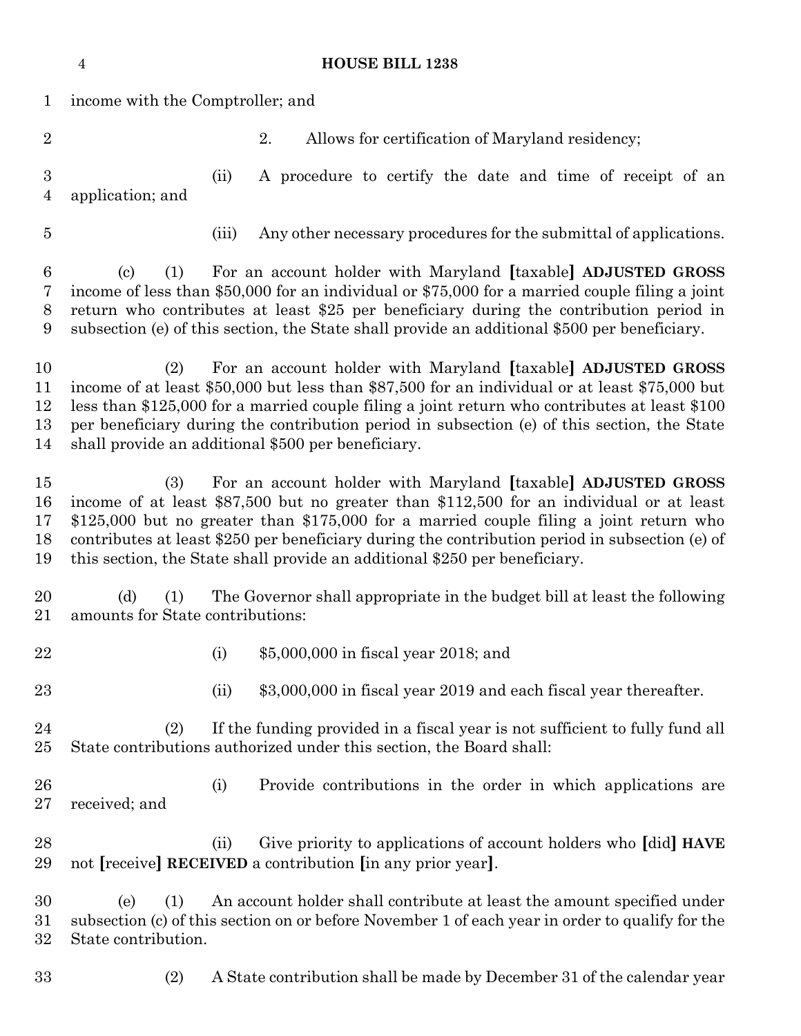income with the Comptroller; and

2. Allows for certification of Maryland residency;

(ii) A procedure to certify the date and time of receipt of an application; and

(iii) Any other necessary procedures for the submittal of applications.

(c) (1) For an account holder with Maryland [taxable] **ADJUSTED GROSS** income of less than $50,000 for an individual or $75,000 for a married couple filing a joint return who contributes at least $25 per beneficiary during the contribution period in subsection (e) of this section, the State shall provide an additional $500 per beneficiary.

(2) For an account holder with Maryland [taxable] **ADJUSTED GROSS** income of at least $50,000 but less than $87,500 for an individual or at least $75,000 but less than $125,000 for a married couple filing a joint return who contributes at least $100 per beneficiary during the contribution period in subsection (e) of this section, the State shall provide an additional $500 per beneficiary.

(3) For an account holder with Maryland [taxable] **ADJUSTED GROSS** income of at least $87,500 but no greater than $112,500 for an individual or at least $125,000 but no greater than $175,000 for a married couple filing a joint return who contributes at least $250 per beneficiary during the contribution period in subsection (e) of this section, the State shall provide an additional $250 per beneficiary.

(d) (1) The Governor shall appropriate in the budget bill at least the following amounts for State contributions:

(i) $5,000,000 in fiscal year 2018; and

(ii) $3,000,000 in fiscal year 2019 and each fiscal year thereafter.

(2) If the funding provided in a fiscal year is not sufficient to fully fund all State contributions authorized under this section, the Board shall:

(i) Provide contributions in the order in which applications are received; and

(ii) Give priority to applications of account holders who [did] **HAVE** not [receive] **RECEIVED** a contribution [in any prior year].

(e) (1) An account holder shall contribute at least the amount specified under subsection (c) of this section on or before November 1 of each year in order to qualify for the State contribution.

(2) A State contribution shall be made by December 31 of the calendar year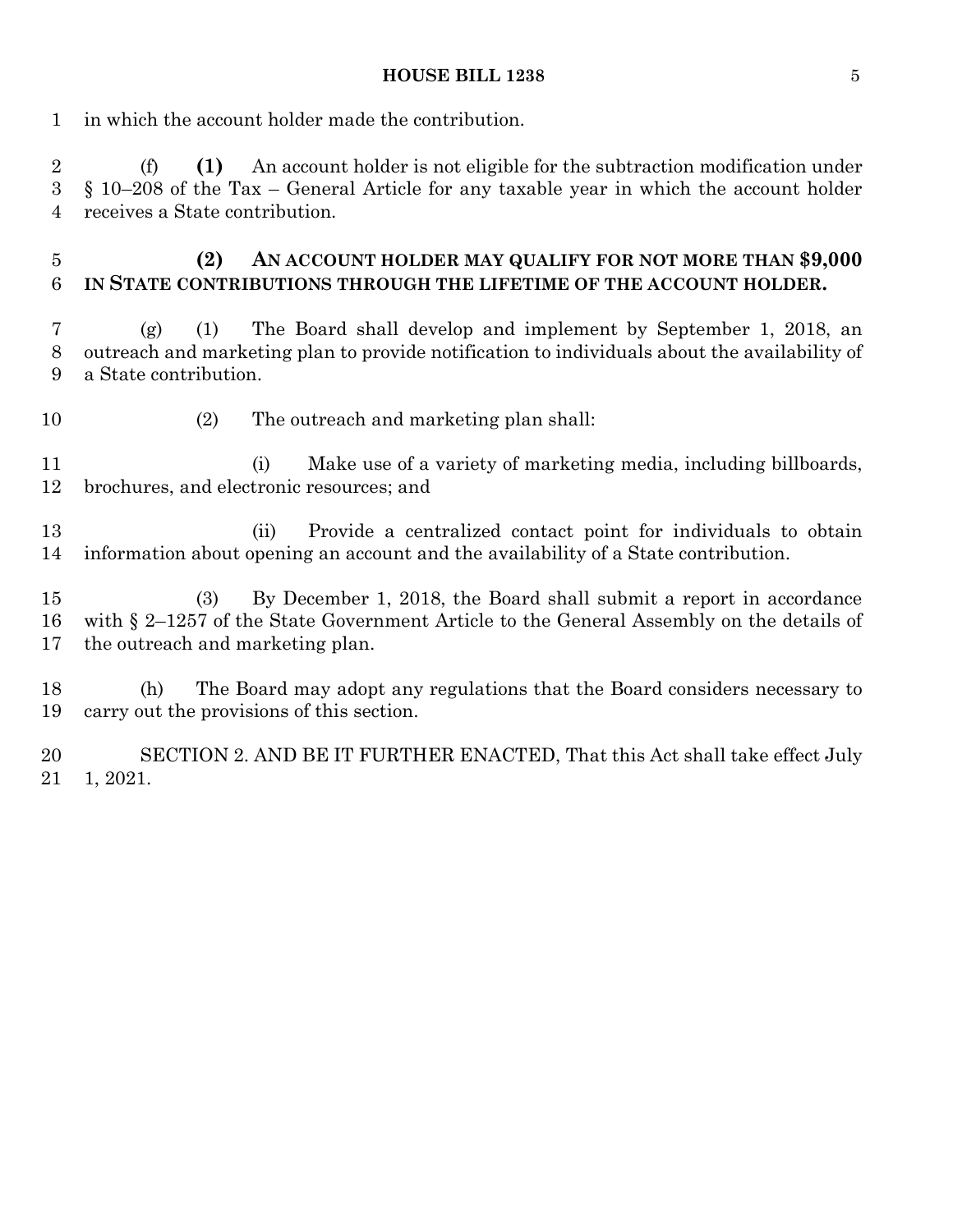in which the account holder made the contribution.

(f) **(1)** An account holder is not eligible for the subtraction modification under § 10–208 of the Tax – General Article for any taxable year in which the account holder receives a State contribution.

**(2) AN ACCOUNT HOLDER MAY QUALIFY FOR NOT MORE THAN $9,000 IN STATE CONTRIBUTIONS THROUGH THE LIFETIME OF THE ACCOUNT HOLDER.**

(g) (1) The Board shall develop and implement by September 1, 2018, an outreach and marketing plan to provide notification to individuals about the availability of a State contribution.

(2) The outreach and marketing plan shall:

(i) Make use of a variety of marketing media, including billboards, brochures, and electronic resources; and

(ii) Provide a centralized contact point for individuals to obtain information about opening an account and the availability of a State contribution.

(3) By December 1, 2018, the Board shall submit a report in accordance with § 2–1257 of the State Government Article to the General Assembly on the details of the outreach and marketing plan.

(h) The Board may adopt any regulations that the Board considers necessary to carry out the provisions of this section.

SECTION 2. AND BE IT FURTHER ENACTED, That this Act shall take effect July 1, 2021.